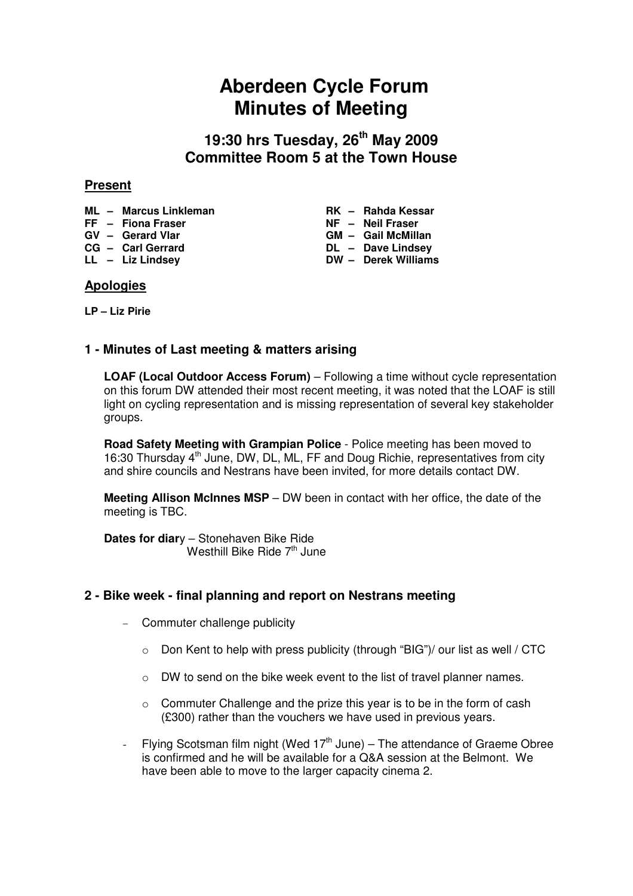# Aberdeen Cycle Forum
# Minutes of Meeting

## 19:30 hrs Tuesday, 26th May 2009
## Committee Room 5 at the Town House

### Present

**ML – Marcus Linkleman**
**FF – Fiona Fraser**
**GV – Gerard Vlar**
**CG – Carl Gerrard**
**LL – Liz Lindsey**
**RK – Rahda Kessar**
**NF – Neil Fraser**
**GM – Gail McMillan**
**DL – Dave Lindsey**
**DW – Derek Williams**

### Apologies

**LP – Liz Pirie**

### 1 - Minutes of Last meeting & matters arising

**LOAF (Local Outdoor Access Forum)** – Following a time without cycle representation on this forum DW attended their most recent meeting, it was noted that the LOAF is still light on cycling representation and is missing representation of several key stakeholder groups.

**Road Safety Meeting with Grampian Police** - Police meeting has been moved to 16:30 Thursday 4th June, DW, DL, ML, FF and Doug Richie, representatives from city and shire councils and Nestrans have been invited, for more details contact DW.

**Meeting Allison McInnes MSP** – DW been in contact with her office, the date of the meeting is TBC.

**Dates for diar**y – Stonehaven Bike Ride
Westhill Bike Ride 7th June

### 2 - Bike week - final planning and report on Nestrans meeting

- Commuter challenge publicity
  - Don Kent to help with press publicity (through "BIG")/ our list as well / CTC
  - DW to send on the bike week event to the list of travel planner names.
  - Commuter Challenge and the prize this year is to be in the form of cash (£300) rather than the vouchers we have used in previous years.
- Flying Scotsman film night (Wed 17th June) – The attendance of Graeme Obree is confirmed and he will be available for a Q&A session at the Belmont. We have been able to move to the larger capacity cinema 2.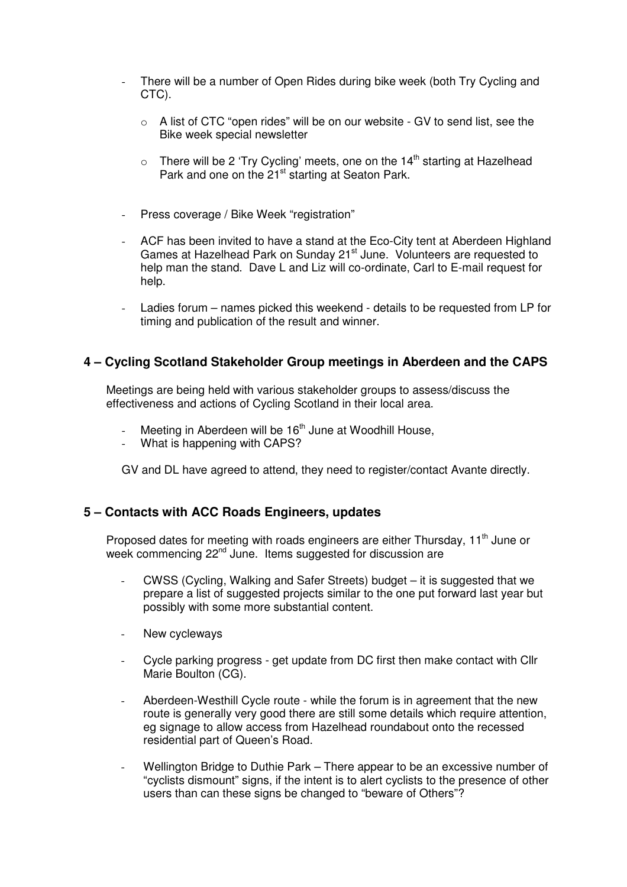- There will be a number of Open Rides during bike week (both Try Cycling and CTC).
  - A list of CTC "open rides" will be on our website - GV to send list, see the Bike week special newsletter
  - There will be 2 'Try Cycling' meets, one on the 14th starting at Hazelhead Park and one on the 21st starting at Seaton Park.

- Press coverage / Bike Week "registration"

- ACF has been invited to have a stand at the Eco-City tent at Aberdeen Highland Games at Hazelhead Park on Sunday 21st June. Volunteers are requested to help man the stand. Dave L and Liz will co-ordinate, Carl to E-mail request for help.

- Ladies forum – names picked this weekend - details to be requested from LP for timing and publication of the result and winner.

## 4 – Cycling Scotland Stakeholder Group meetings in Aberdeen and the CAPS

Meetings are being held with various stakeholder groups to assess/discuss the effectiveness and actions of Cycling Scotland in their local area.

- Meeting in Aberdeen will be 16th June at Woodhill House,
- What is happening with CAPS?

GV and DL have agreed to attend, they need to register/contact Avante directly.

## 5 – Contacts with ACC Roads Engineers, updates

Proposed dates for meeting with roads engineers are either Thursday, 11th June or week commencing 22nd June. Items suggested for discussion are

- CWSS (Cycling, Walking and Safer Streets) budget – it is suggested that we prepare a list of suggested projects similar to the one put forward last year but possibly with some more substantial content.

- New cycleways

- Cycle parking progress - get update from DC first then make contact with Cllr Marie Boulton (CG).

- Aberdeen-Westhill Cycle route - while the forum is in agreement that the new route is generally very good there are still some details which require attention, eg signage to allow access from Hazelhead roundabout onto the recessed residential part of Queen's Road.

- Wellington Bridge to Duthie Park – There appear to be an excessive number of "cyclists dismount" signs, if the intent is to alert cyclists to the presence of other users than can these signs be changed to "beware of Others"?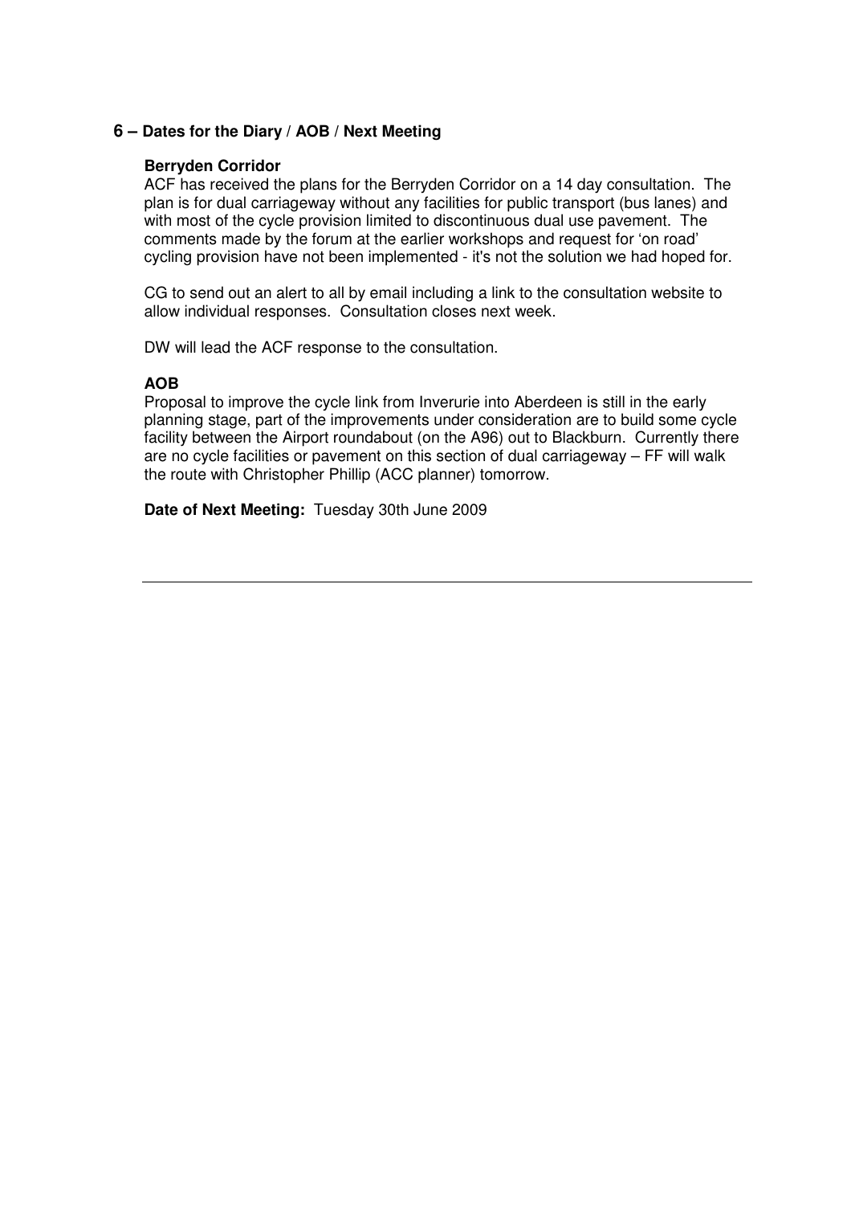## 6 – Dates for the Diary / AOB / Next Meeting

**Berryden Corridor**

ACF has received the plans for the Berryden Corridor on a 14 day consultation. The plan is for dual carriageway without any facilities for public transport (bus lanes) and with most of the cycle provision limited to discontinuous dual use pavement. The comments made by the forum at the earlier workshops and request for 'on road' cycling provision have not been implemented - it's not the solution we had hoped for.

CG to send out an alert to all by email including a link to the consultation website to allow individual responses. Consultation closes next week.

DW will lead the ACF response to the consultation.

**AOB**

Proposal to improve the cycle link from Inverurie into Aberdeen is still in the early planning stage, part of the improvements under consideration are to build some cycle facility between the Airport roundabout (on the A96) out to Blackburn. Currently there are no cycle facilities or pavement on this section of dual carriageway – FF will walk the route with Christopher Phillip (ACC planner) tomorrow.

**Date of Next Meeting:** Tuesday 30th June 2009

---